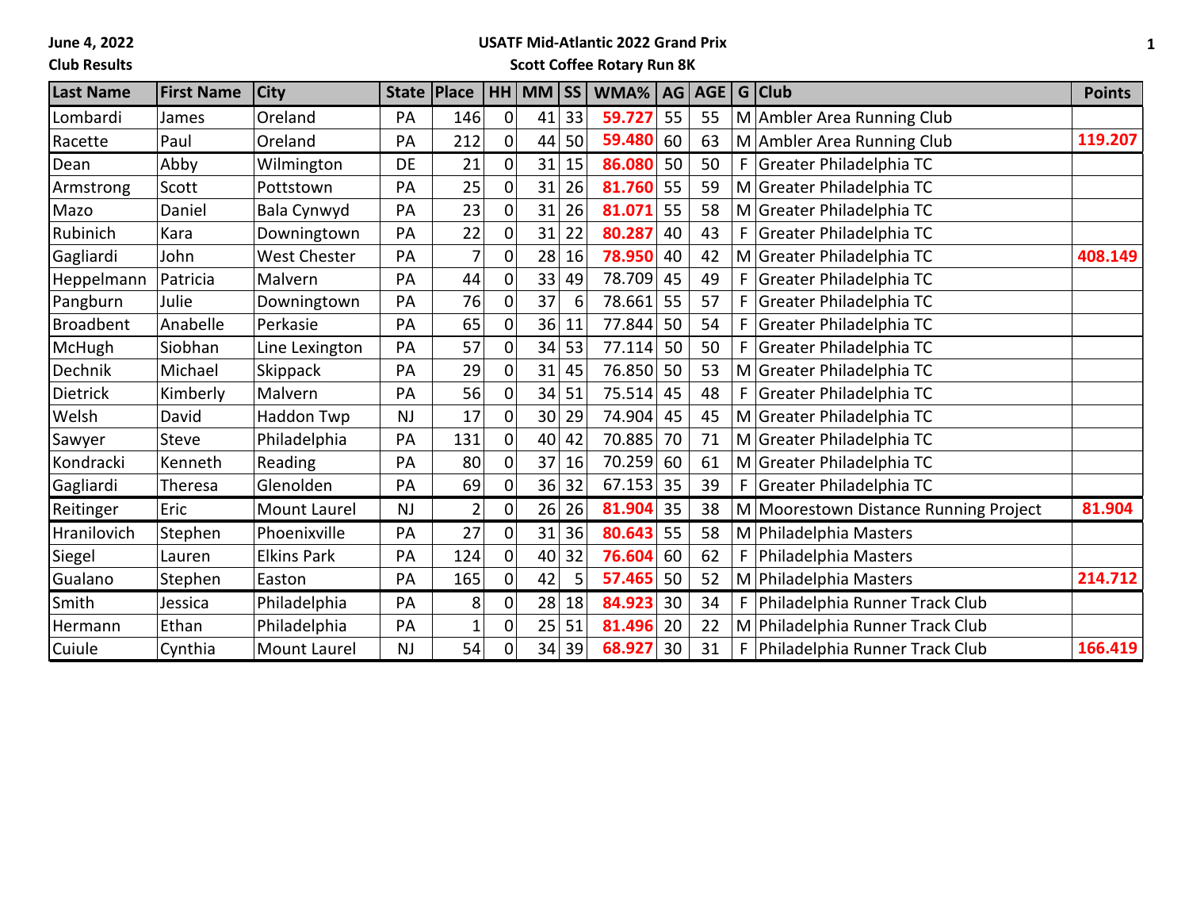**June 4, 2022**

**Club Results**

# USATF Mid-Atlantic 2022 Grand Prix

## Scott Coffee Rotary Run 8K

| Last Name | First Name | City | State | Place | HH | MM | SS | WMA% | AG | AGE | G | Club | Points |
|---|---|---|---|---|---|---|---|---|---|---|---|---|---|
| Lombardi | James | Oreland | PA | 146 | 0 | 41 | 33 | **59.727** | 55 | 55 | M | Ambler Area Running Club | |
| Racette | Paul | Oreland | PA | 212 | 0 | 44 | 50 | **59.480** | 60 | 63 | M | Ambler Area Running Club | **119.207** |
| Dean | Abby | Wilmington | DE | 21 | 0 | 31 | 15 | **86.080** | 50 | 50 | F | Greater Philadelphia TC | |
| Armstrong | Scott | Pottstown | PA | 25 | 0 | 31 | 26 | **81.760** | 55 | 59 | M | Greater Philadelphia TC | |
| Mazo | Daniel | Bala Cynwyd | PA | 23 | 0 | 31 | 26 | **81.071** | 55 | 58 | M | Greater Philadelphia TC | |
| Rubinich | Kara | Downingtown | PA | 22 | 0 | 31 | 22 | **80.287** | 40 | 43 | F | Greater Philadelphia TC | |
| Gagliardi | John | West Chester | PA | 7 | 0 | 28 | 16 | **78.950** | 40 | 42 | M | Greater Philadelphia TC | **408.149** |
| Heppelmann | Patricia | Malvern | PA | 44 | 0 | 33 | 49 | 78.709 | 45 | 49 | F | Greater Philadelphia TC | |
| Pangburn | Julie | Downingtown | PA | 76 | 0 | 37 | 6 | 78.661 | 55 | 57 | F | Greater Philadelphia TC | |
| Broadbent | Anabelle | Perkasie | PA | 65 | 0 | 36 | 11 | 77.844 | 50 | 54 | F | Greater Philadelphia TC | |
| McHugh | Siobhan | Line Lexington | PA | 57 | 0 | 34 | 53 | 77.114 | 50 | 50 | F | Greater Philadelphia TC | |
| Dechnik | Michael | Skippack | PA | 29 | 0 | 31 | 45 | 76.850 | 50 | 53 | M | Greater Philadelphia TC | |
| Dietrick | Kimberly | Malvern | PA | 56 | 0 | 34 | 51 | 75.514 | 45 | 48 | F | Greater Philadelphia TC | |
| Welsh | David | Haddon Twp | NJ | 17 | 0 | 30 | 29 | 74.904 | 45 | 45 | M | Greater Philadelphia TC | |
| Sawyer | Steve | Philadelphia | PA | 131 | 0 | 40 | 42 | 70.885 | 70 | 71 | M | Greater Philadelphia TC | |
| Kondracki | Kenneth | Reading | PA | 80 | 0 | 37 | 16 | 70.259 | 60 | 61 | M | Greater Philadelphia TC | |
| Gagliardi | Theresa | Glenolden | PA | 69 | 0 | 36 | 32 | 67.153 | 35 | 39 | F | Greater Philadelphia TC | |
| Reitinger | Eric | Mount Laurel | NJ | 2 | 0 | 26 | 26 | **81.904** | 35 | 38 | M | Moorestown Distance Running Project | **81.904** |
| Hranilovich | Stephen | Phoenixville | PA | 27 | 0 | 31 | 36 | **80.643** | 55 | 58 | M | Philadelphia Masters | |
| Siegel | Lauren | Elkins Park | PA | 124 | 0 | 40 | 32 | **76.604** | 60 | 62 | F | Philadelphia Masters | |
| Gualano | Stephen | Easton | PA | 165 | 0 | 42 | 5 | **57.465** | 50 | 52 | M | Philadelphia Masters | **214.712** |
| Smith | Jessica | Philadelphia | PA | 8 | 0 | 28 | 18 | **84.923** | 30 | 34 | F | Philadelphia Runner Track Club | |
| Hermann | Ethan | Philadelphia | PA | 1 | 0 | 25 | 51 | **81.496** | 20 | 22 | M | Philadelphia Runner Track Club | |
| Cuiule | Cynthia | Mount Laurel | NJ | 54 | 0 | 34 | 39 | **68.927** | 30 | 31 | F | Philadelphia Runner Track Club | **166.419** |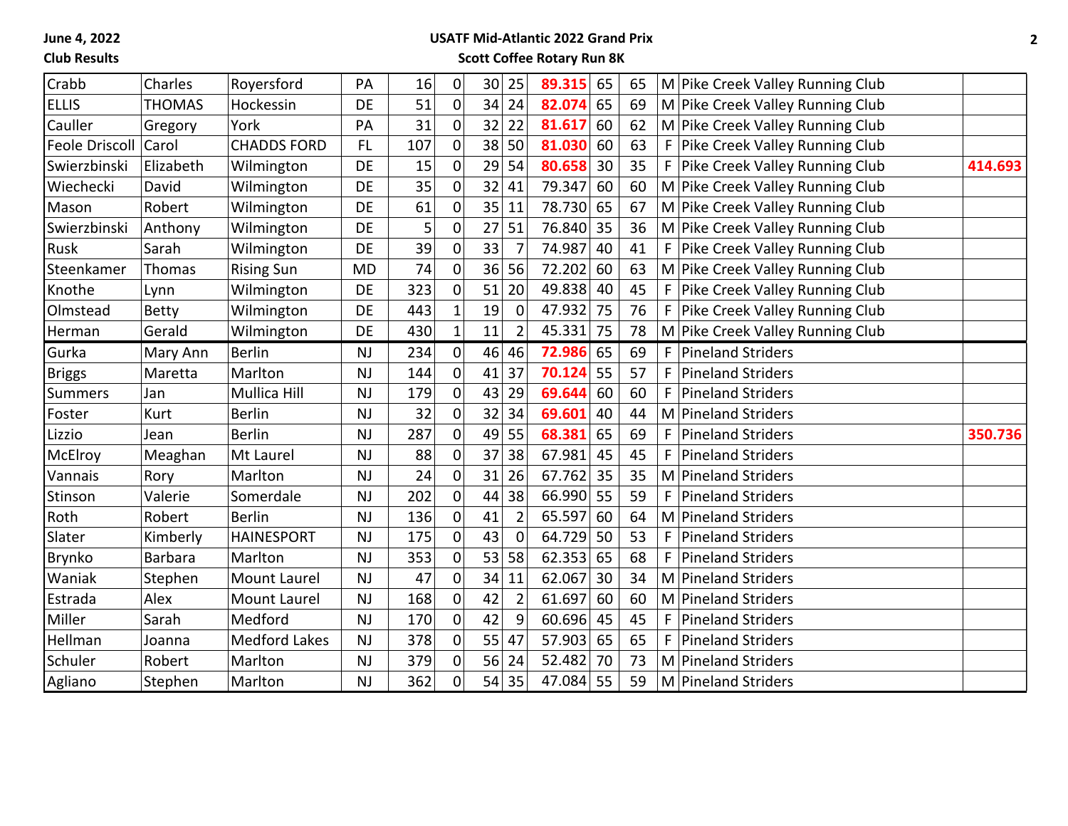June 4, 2022

Club Results

## USATF Mid-Atlantic 2022 Grand Prix

### Scott Coffee Rotary Run 8K

| | | | | | | | | | | | | | |
|---|---|---|---|---|---|---|---|---|---|---|---|---|---|
| Crabb | Charles | Royersford | PA | 16 | 0 | 30 | 25 | **89.315** | 65 | 65 | M | Pike Creek Valley Running Club | |
| ELLIS | THOMAS | Hockessin | DE | 51 | 0 | 34 | 24 | **82.074** | 65 | 69 | M | Pike Creek Valley Running Club | |
| Cauller | Gregory | York | PA | 31 | 0 | 32 | 22 | **81.617** | 60 | 62 | M | Pike Creek Valley Running Club | |
| Feole Driscoll | Carol | CHADDS FORD | FL | 107 | 0 | 38 | 50 | **81.030** | 60 | 63 | F | Pike Creek Valley Running Club | |
| Swierzbinski | Elizabeth | Wilmington | DE | 15 | 0 | 29 | 54 | **80.658** | 30 | 35 | F | Pike Creek Valley Running Club | **414.693** |
| Wiechecki | David | Wilmington | DE | 35 | 0 | 32 | 41 | 79.347 | 60 | 60 | M | Pike Creek Valley Running Club | |
| Mason | Robert | Wilmington | DE | 61 | 0 | 35 | 11 | 78.730 | 65 | 67 | M | Pike Creek Valley Running Club | |
| Swierzbinski | Anthony | Wilmington | DE | 5 | 0 | 27 | 51 | 76.840 | 35 | 36 | M | Pike Creek Valley Running Club | |
| Rusk | Sarah | Wilmington | DE | 39 | 0 | 33 | 7 | 74.987 | 40 | 41 | F | Pike Creek Valley Running Club | |
| Steenkamer | Thomas | Rising Sun | MD | 74 | 0 | 36 | 56 | 72.202 | 60 | 63 | M | Pike Creek Valley Running Club | |
| Knothe | Lynn | Wilmington | DE | 323 | 0 | 51 | 20 | 49.838 | 40 | 45 | F | Pike Creek Valley Running Club | |
| Olmstead | Betty | Wilmington | DE | 443 | 1 | 19 | 0 | 47.932 | 75 | 76 | F | Pike Creek Valley Running Club | |
| Herman | Gerald | Wilmington | DE | 430 | 1 | 11 | 2 | 45.331 | 75 | 78 | M | Pike Creek Valley Running Club | |
| Gurka | Mary Ann | Berlin | NJ | 234 | 0 | 46 | 46 | **72.986** | 65 | 69 | F | Pineland Striders | |
| Briggs | Maretta | Marlton | NJ | 144 | 0 | 41 | 37 | **70.124** | 55 | 57 | F | Pineland Striders | |
| Summers | Jan | Mullica Hill | NJ | 179 | 0 | 43 | 29 | **69.644** | 60 | 60 | F | Pineland Striders | |
| Foster | Kurt | Berlin | NJ | 32 | 0 | 32 | 34 | **69.601** | 40 | 44 | M | Pineland Striders | |
| Lizzio | Jean | Berlin | NJ | 287 | 0 | 49 | 55 | **68.381** | 65 | 69 | F | Pineland Striders | **350.736** |
| McElroy | Meaghan | Mt Laurel | NJ | 88 | 0 | 37 | 38 | 67.981 | 45 | 45 | F | Pineland Striders | |
| Vannais | Rory | Marlton | NJ | 24 | 0 | 31 | 26 | 67.762 | 35 | 35 | M | Pineland Striders | |
| Stinson | Valerie | Somerdale | NJ | 202 | 0 | 44 | 38 | 66.990 | 55 | 59 | F | Pineland Striders | |
| Roth | Robert | Berlin | NJ | 136 | 0 | 41 | 2 | 65.597 | 60 | 64 | M | Pineland Striders | |
| Slater | Kimberly | HAINESPORT | NJ | 175 | 0 | 43 | 0 | 64.729 | 50 | 53 | F | Pineland Striders | |
| Brynko | Barbara | Marlton | NJ | 353 | 0 | 53 | 58 | 62.353 | 65 | 68 | F | Pineland Striders | |
| Waniak | Stephen | Mount Laurel | NJ | 47 | 0 | 34 | 11 | 62.067 | 30 | 34 | M | Pineland Striders | |
| Estrada | Alex | Mount Laurel | NJ | 168 | 0 | 42 | 2 | 61.697 | 60 | 60 | M | Pineland Striders | |
| Miller | Sarah | Medford | NJ | 170 | 0 | 42 | 9 | 60.696 | 45 | 45 | F | Pineland Striders | |
| Hellman | Joanna | Medford Lakes | NJ | 378 | 0 | 55 | 47 | 57.903 | 65 | 65 | F | Pineland Striders | |
| Schuler | Robert | Marlton | NJ | 379 | 0 | 56 | 24 | 52.482 | 70 | 73 | M | Pineland Striders | |
| Agliano | Stephen | Marlton | NJ | 362 | 0 | 54 | 35 | 47.084 | 55 | 59 | M | Pineland Striders | |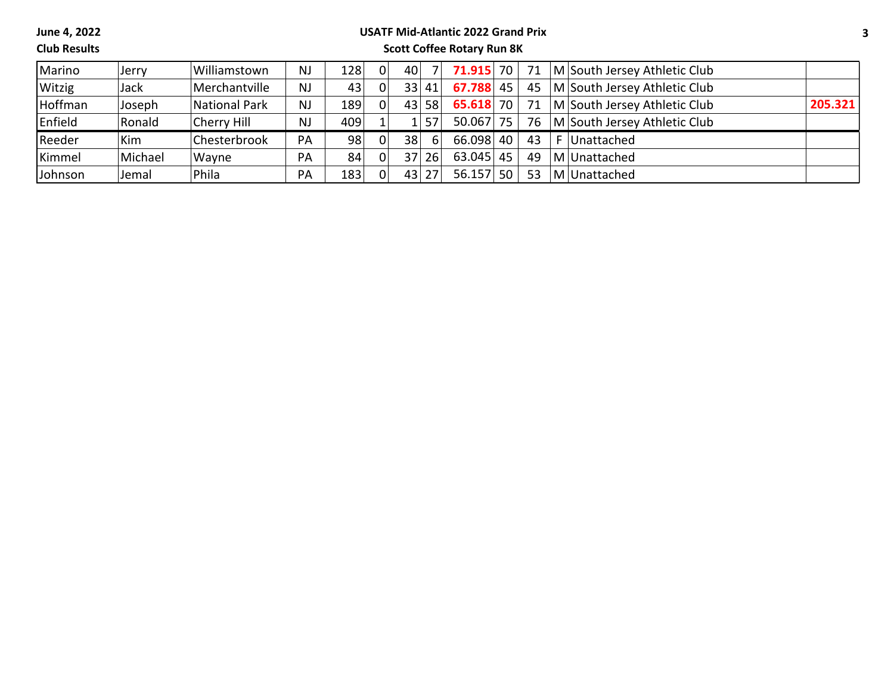**June 4, 2022**

**Club Results**

**USATF Mid-Atlantic 2022 Grand Prix**

**Scott Coffee Rotary Run 8K**

| | | | | | | | | | | | | | |
|---|---|---|---|---|---|---|---|---|---|---|---|---|---|
| Marino | Jerry | Williamstown | NJ | 128 | 0 | 40 | 7 | **71.915** | 70 | 71 | M | South Jersey Athletic Club | |
| Witzig | Jack | Merchantville | NJ | 43 | 0 | 33 | 41 | **67.788** | 45 | 45 | M | South Jersey Athletic Club | |
| Hoffman | Joseph | National Park | NJ | 189 | 0 | 43 | 58 | **65.618** | 70 | 71 | M | South Jersey Athletic Club | **205.321** |
| Enfield | Ronald | Cherry Hill | NJ | 409 | 1 | 1 | 57 | 50.067 | 75 | 76 | M | South Jersey Athletic Club | |
| Reeder | Kim | Chesterbrook | PA | 98 | 0 | 38 | 6 | 66.098 | 40 | 43 | F | Unattached | |
| Kimmel | Michael | Wayne | PA | 84 | 0 | 37 | 26 | 63.045 | 45 | 49 | M | Unattached | |
| Johnson | Jemal | Phila | PA | 183 | 0 | 43 | 27 | 56.157 | 50 | 53 | M | Unattached | |